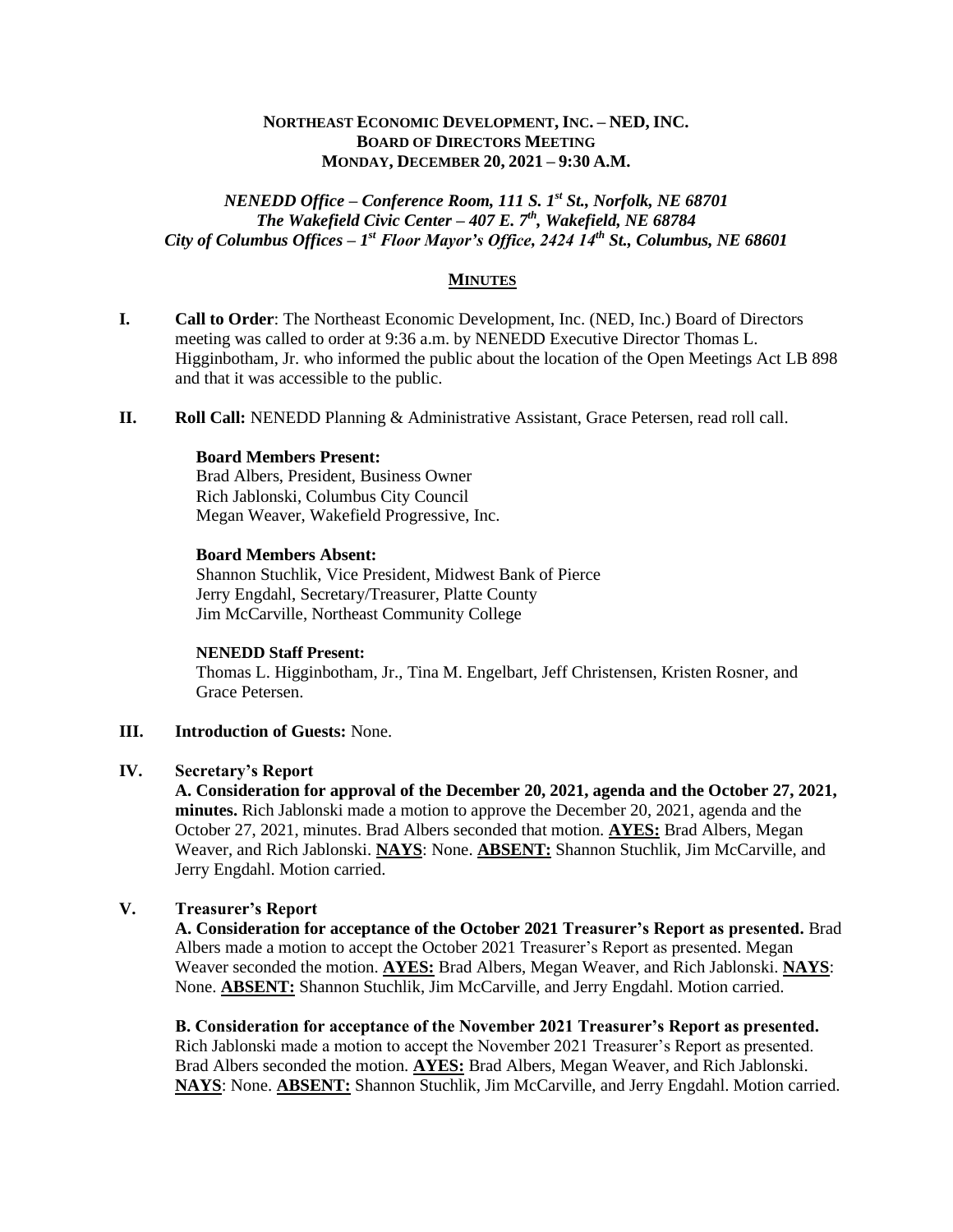**NORTHEAST ECONOMIC DEVELOPMENT, INC. – NED, INC.**
**BOARD OF DIRECTORS MEETING**
**MONDAY, DECEMBER 20, 2021 – 9:30 A.M.**

***NENEDD Office – Conference Room, 111 S. 1st St., Norfolk, NE 68701***
***The Wakefield Civic Center – 407 E. 7th, Wakefield, NE 68784***
***City of Columbus Offices – 1st Floor Mayor's Office, 2424 14th St., Columbus, NE 68601***

## MINUTES

**I. Call to Order**: The Northeast Economic Development, Inc. (NED, Inc.) Board of Directors meeting was called to order at 9:36 a.m. by NENEDD Executive Director Thomas L. Higginbotham, Jr. who informed the public about the location of the Open Meetings Act LB 898 and that it was accessible to the public.

**II. Roll Call:** NENEDD Planning & Administrative Assistant, Grace Petersen, read roll call.

**Board Members Present:**
Brad Albers, President, Business Owner
Rich Jablonski, Columbus City Council
Megan Weaver, Wakefield Progressive, Inc.

**Board Members Absent:**
Shannon Stuchlik, Vice President, Midwest Bank of Pierce
Jerry Engdahl, Secretary/Treasurer, Platte County
Jim McCarville, Northeast Community College

**NENEDD Staff Present:**
Thomas L. Higginbotham, Jr., Tina M. Engelbart, Jeff Christensen, Kristen Rosner, and Grace Petersen.

**III. Introduction of Guests:** None.

**IV. Secretary's Report**

**A. Consideration for approval of the December 20, 2021, agenda and the October 27, 2021, minutes.** Rich Jablonski made a motion to approve the December 20, 2021, agenda and the October 27, 2021, minutes. Brad Albers seconded that motion. **AYES:** Brad Albers, Megan Weaver, and Rich Jablonski. **NAYS**: None. **ABSENT:** Shannon Stuchlik, Jim McCarville, and Jerry Engdahl. Motion carried.

**V. Treasurer's Report**

**A. Consideration for acceptance of the October 2021 Treasurer's Report as presented.** Brad Albers made a motion to accept the October 2021 Treasurer's Report as presented. Megan Weaver seconded the motion. **AYES:** Brad Albers, Megan Weaver, and Rich Jablonski. **NAYS**: None. **ABSENT:** Shannon Stuchlik, Jim McCarville, and Jerry Engdahl. Motion carried.

**B. Consideration for acceptance of the November 2021 Treasurer's Report as presented.** Rich Jablonski made a motion to accept the November 2021 Treasurer's Report as presented. Brad Albers seconded the motion. **AYES:** Brad Albers, Megan Weaver, and Rich Jablonski. **NAYS**: None. **ABSENT:** Shannon Stuchlik, Jim McCarville, and Jerry Engdahl. Motion carried.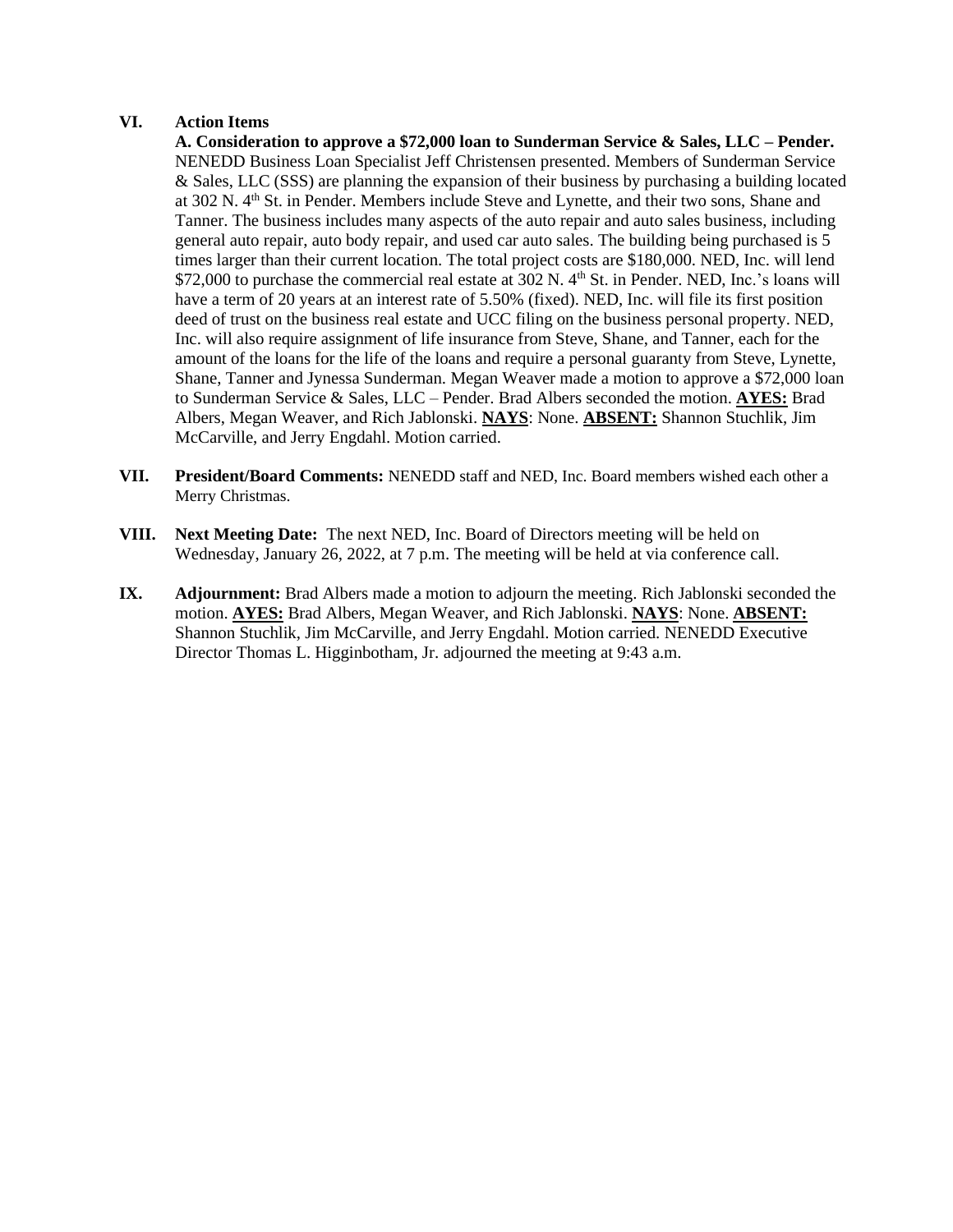## VI. Action Items

**A. Consideration to approve a $72,000 loan to Sunderman Service & Sales, LLC – Pender.** NENEDD Business Loan Specialist Jeff Christensen presented. Members of Sunderman Service & Sales, LLC (SSS) are planning the expansion of their business by purchasing a building located at 302 N. 4th St. in Pender. Members include Steve and Lynette, and their two sons, Shane and Tanner. The business includes many aspects of the auto repair and auto sales business, including general auto repair, auto body repair, and used car auto sales. The building being purchased is 5 times larger than their current location. The total project costs are $180,000. NED, Inc. will lend $72,000 to purchase the commercial real estate at 302 N. 4th St. in Pender. NED, Inc.'s loans will have a term of 20 years at an interest rate of 5.50% (fixed). NED, Inc. will file its first position deed of trust on the business real estate and UCC filing on the business personal property. NED, Inc. will also require assignment of life insurance from Steve, Shane, and Tanner, each for the amount of the loans for the life of the loans and require a personal guaranty from Steve, Lynette, Shane, Tanner and Jynessa Sunderman. Megan Weaver made a motion to approve a $72,000 loan to Sunderman Service & Sales, LLC – Pender. Brad Albers seconded the motion. **AYES:** Brad Albers, Megan Weaver, and Rich Jablonski. **NAYS**: None. **ABSENT:** Shannon Stuchlik, Jim McCarville, and Jerry Engdahl. Motion carried.

## VII. President/Board Comments:

NENEDD staff and NED, Inc. Board members wished each other a Merry Christmas.

## VIII. Next Meeting Date:

The next NED, Inc. Board of Directors meeting will be held on Wednesday, January 26, 2022, at 7 p.m. The meeting will be held at via conference call.

## IX. Adjournment:

Brad Albers made a motion to adjourn the meeting. Rich Jablonski seconded the motion. **AYES:** Brad Albers, Megan Weaver, and Rich Jablonski. **NAYS**: None. **ABSENT:** Shannon Stuchlik, Jim McCarville, and Jerry Engdahl. Motion carried. NENEDD Executive Director Thomas L. Higginbotham, Jr. adjourned the meeting at 9:43 a.m.